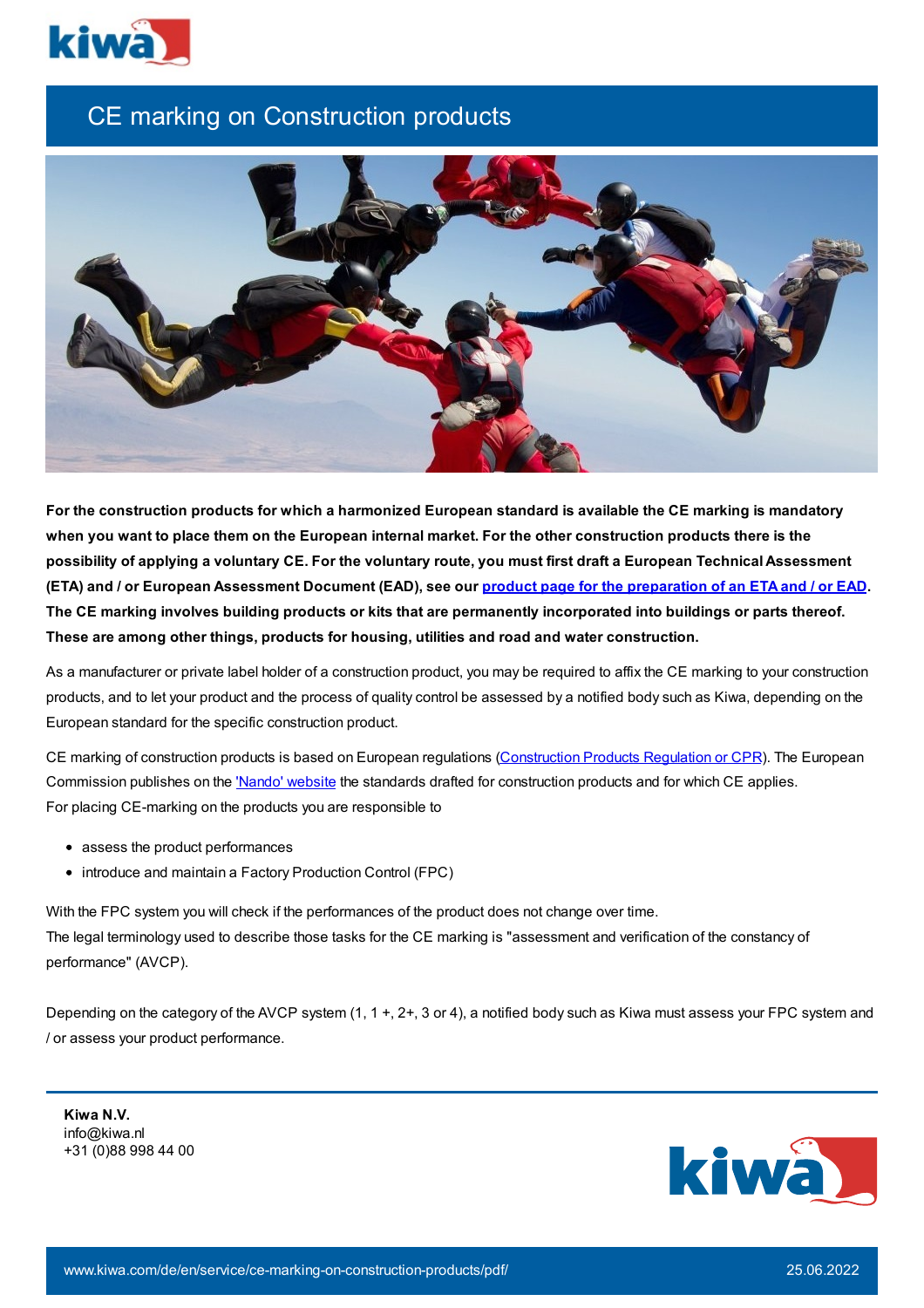# CE marking on Construction products

**For the construction products for which a harmonized European standard is available the CE marking is mandatory when you want to place them on the European internal market. For the other construction products there is the possibility of applying a voluntary CE. For the voluntary route, you must first draft a European Technical Assessment (ETA) and / or European Assessment Document (EAD), see our [product page for the preparation of an ETA and / or EAD](). The CE marking involves building products or kits that are permanently incorporated into buildings or parts thereof. These are among other things, products for housing, utilities and road and water construction.**

As a manufacturer or private label holder of a construction product, you may be required to affix the CE marking to your construction products, and to let your product and the process of quality control be assessed by a notified body such as Kiwa, depending on the European standard for the specific construction product.

CE marking of construction products is based on European regulations ([Construction Products Regulation or CPR]()). The European Commission publishes on the ['Nando' website]() the standards drafted for construction products and for which CE applies.
For placing CE-marking on the products you are responsible to

- assess the product performances
- introduce and maintain a Factory Production Control (FPC)

With the FPC system you will check if the performances of the product does not change over time.
The legal terminology used to describe those tasks for the CE marking is "assessment and verification of the constancy of performance" (AVCP).

Depending on the category of the AVCP system (1, 1 +, 2+, 3 or 4), a notified body such as Kiwa must assess your FPC system and / or assess your product performance.

**Kiwa N.V.**
info@kiwa.nl
+31 (0)88 998 44 00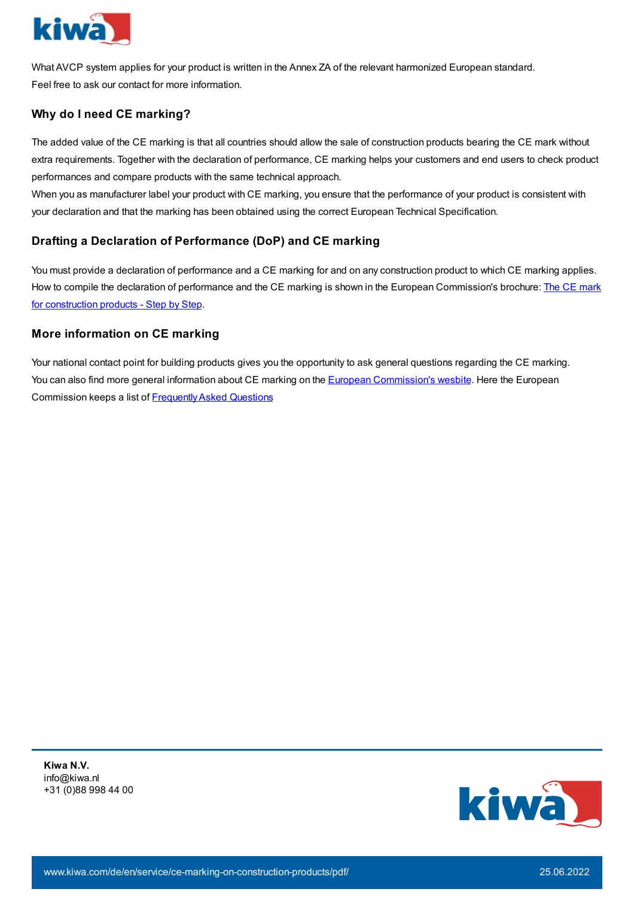What AVCP system applies for your product is written in the Annex ZA of the relevant harmonized European standard.
Feel free to ask our contact for more information.

## Why do I need CE marking?

The added value of the CE marking is that all countries should allow the sale of construction products bearing the CE mark without extra requirements. Together with the declaration of performance, CE marking helps your customers and end users to check product performances and compare products with the same technical approach.
When you as manufacturer label your product with CE marking, you ensure that the performance of your product is consistent with your declaration and that the marking has been obtained using the correct European Technical Specification.

## Drafting a Declaration of Performance (DoP) and CE marking

You must provide a declaration of performance and a CE marking for and on any construction product to which CE marking applies. How to compile the declaration of performance and the CE marking is shown in the European Commission's brochure: The CE mark for construction products - Step by Step.

## More information on CE marking

Your national contact point for building products gives you the opportunity to ask general questions regarding the CE marking. You can also find more general information about CE marking on the European Commission's wesbite. Here the European Commission keeps a list of Frequently Asked Questions

**Kiwa N.V.**
info@kiwa.nl
+31 (0)88 998 44 00